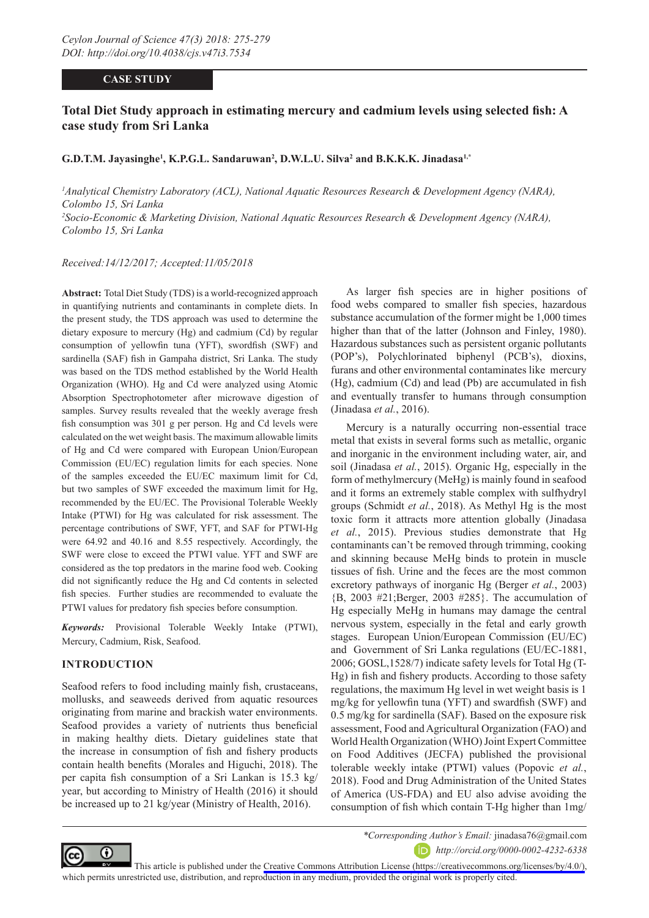CASE STUDY

# Total Diet Study approach in estimating mercury and cadmium levels using selected fish: A case study from Sri Lanka

**G.D.T.M. Jayasinghe[1], K.P.G.L. Sandaruwan[2], D.W.L.U. Silva[2] and B.K.K.K. Jinadasa[1,*]**

*[1]Analytical Chemistry Laboratory (ACL), National Aquatic Resources Research & Development Agency (NARA), Colombo 15, Sri Lanka*
*[2]Socio-Economic & Marketing Division, National Aquatic Resources Research & Development Agency (NARA), Colombo 15, Sri Lanka*

*Received:14/12/2017; Accepted:11/05/2018*

**Abstract:** Total Diet Study (TDS) is a world-recognized approach in quantifying nutrients and contaminants in complete diets. In the present study, the TDS approach was used to determine the dietary exposure to mercury (Hg) and cadmium (Cd) by regular consumption of yellowfin tuna (YFT), swordfish (SWF) and sardinella (SAF) fish in Gampaha district, Sri Lanka. The study was based on the TDS method established by the World Health Organization (WHO). Hg and Cd were analyzed using Atomic Absorption Spectrophotometer after microwave digestion of samples. Survey results revealed that the weekly average fresh fish consumption was 301 g per person. Hg and Cd levels were calculated on the wet weight basis. The maximum allowable limits of Hg and Cd were compared with European Union/European Commission (EU/EC) regulation limits for each species. None of the samples exceeded the EU/EC maximum limit for Cd, but two samples of SWF exceeded the maximum limit for Hg, recommended by the EU/EC. The Provisional Tolerable Weekly Intake (PTWI) for Hg was calculated for risk assessment. The percentage contributions of SWF, YFT, and SAF for PTWI-Hg were 64.92 and 40.16 and 8.55 respectively. Accordingly, the SWF were close to exceed the PTWI value. YFT and SWF are considered as the top predators in the marine food web. Cooking did not significantly reduce the Hg and Cd contents in selected fish species. Further studies are recommended to evaluate the PTWI values for predatory fish species before consumption.

***Keywords:*** Provisional Tolerable Weekly Intake (PTWI), Mercury, Cadmium, Risk, Seafood.

## INTRODUCTION

Seafood refers to food including mainly fish, crustaceans, mollusks, and seaweeds derived from aquatic resources originating from marine and brackish water environments. Seafood provides a variety of nutrients thus beneficial in making healthy diets. Dietary guidelines state that the increase in consumption of fish and fishery products contain health benefits (Morales and Higuchi, 2018). The per capita fish consumption of a Sri Lankan is 15.3 kg/year, but according to Ministry of Health (2016) it should be increased up to 21 kg/year (Ministry of Health, 2016).

As larger fish species are in higher positions of food webs compared to smaller fish species, hazardous substance accumulation of the former might be 1,000 times higher than that of the latter (Johnson and Finley, 1980). Hazardous substances such as persistent organic pollutants (POP's), Polychlorinated biphenyl (PCB's), dioxins, furans and other environmental contaminates like mercury (Hg), cadmium (Cd) and lead (Pb) are accumulated in fish and eventually transfer to humans through consumption (Jinadasa *et al.*, 2016).

Mercury is a naturally occurring non-essential trace metal that exists in several forms such as metallic, organic and inorganic in the environment including water, air, and soil (Jinadasa *et al.*, 2015). Organic Hg, especially in the form of methylmercury (MeHg) is mainly found in seafood and it forms an extremely stable complex with sulfhydryl groups (Schmidt *et al.*, 2018). As Methyl Hg is the most toxic form it attracts more attention globally (Jinadasa *et al.*, 2015). Previous studies demonstrate that Hg contaminants can't be removed through trimming, cooking and skinning because MeHg binds to protein in muscle tissues of fish. Urine and the feces are the most common excretory pathways of inorganic Hg (Berger *et al.*, 2003) {B, 2003 #21;Berger, 2003 #285}. The accumulation of Hg especially MeHg in humans may damage the central nervous system, especially in the fetal and early growth stages. European Union/European Commission (EU/EC) and Government of Sri Lanka regulations (EU/EC-1881, 2006; GOSL,1528/7) indicate safety levels for Total Hg (T-Hg) in fish and fishery products. According to those safety regulations, the maximum Hg level in wet weight basis is 1 mg/kg for yellowfin tuna (YFT) and swardfish (SWF) and 0.5 mg/kg for sardinella (SAF). Based on the exposure risk assessment, Food and Agricultural Organization (FAO) and World Health Organization (WHO) Joint Expert Committee on Food Additives (JECFA) published the provisional tolerable weekly intake (PTWI) values (Popovic *et al.*, 2018). Food and Drug Administration of the United States of America (US-FDA) and EU also advise avoiding the consumption of fish which contain T-Hg higher than 1mg/

*\*Corresponding Author's Email:* jinadasa76@gmail.com
*http://orcid.org/0000-0002-4232-6338*

This article is published under the Creative Commons Attribution License (https://creativecommons.org/licenses/by/4.0/), which permits unrestricted use, distribution, and reproduction in any medium, provided the original work is properly cited.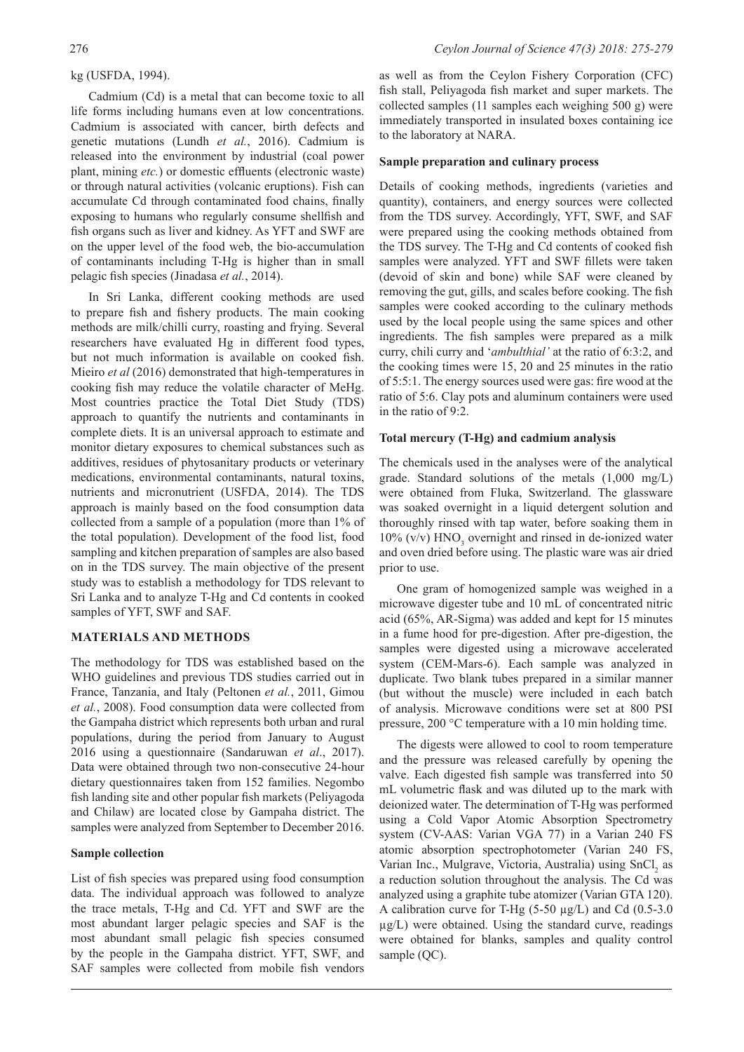kg (USFDA, 1994).

Cadmium (Cd) is a metal that can become toxic to all life forms including humans even at low concentrations. Cadmium is associated with cancer, birth defects and genetic mutations (Lundh *et al.*, 2016). Cadmium is released into the environment by industrial (coal power plant, mining *etc.*) or domestic effluents (electronic waste) or through natural activities (volcanic eruptions). Fish can accumulate Cd through contaminated food chains, finally exposing to humans who regularly consume shellfish and fish organs such as liver and kidney. As YFT and SWF are on the upper level of the food web, the bio-accumulation of contaminants including T-Hg is higher than in small pelagic fish species (Jinadasa *et al.*, 2014).

In Sri Lanka, different cooking methods are used to prepare fish and fishery products. The main cooking methods are milk/chilli curry, roasting and frying. Several researchers have evaluated Hg in different food types, but not much information is available on cooked fish. Mieiro *et al* (2016) demonstrated that high-temperatures in cooking fish may reduce the volatile character of MeHg. Most countries practice the Total Diet Study (TDS) approach to quantify the nutrients and contaminants in complete diets. It is an universal approach to estimate and monitor dietary exposures to chemical substances such as additives, residues of phytosanitary products or veterinary medications, environmental contaminants, natural toxins, nutrients and micronutrient (USFDA, 2014). The TDS approach is mainly based on the food consumption data collected from a sample of a population (more than 1% of the total population). Development of the food list, food sampling and kitchen preparation of samples are also based on in the TDS survey. The main objective of the present study was to establish a methodology for TDS relevant to Sri Lanka and to analyze T-Hg and Cd contents in cooked samples of YFT, SWF and SAF.

## MATERIALS AND METHODS

The methodology for TDS was established based on the WHO guidelines and previous TDS studies carried out in France, Tanzania, and Italy (Peltonen *et al.*, 2011, Gimou *et al.*, 2008). Food consumption data were collected from the Gampaha district which represents both urban and rural populations, during the period from January to August 2016 using a questionnaire (Sandaruwan *et al*., 2017). Data were obtained through two non-consecutive 24-hour dietary questionnaires taken from 152 families. Negombo fish landing site and other popular fish markets (Peliyagoda and Chilaw) are located close by Gampaha district. The samples were analyzed from September to December 2016.

### Sample collection

List of fish species was prepared using food consumption data. The individual approach was followed to analyze the trace metals, T-Hg and Cd. YFT and SWF are the most abundant larger pelagic species and SAF is the most abundant small pelagic fish species consumed by the people in the Gampaha district. YFT, SWF, and SAF samples were collected from mobile fish vendors as well as from the Ceylon Fishery Corporation (CFC) fish stall, Peliyagoda fish market and super markets. The collected samples (11 samples each weighing 500 g) were immediately transported in insulated boxes containing ice to the laboratory at NARA.

### Sample preparation and culinary process

Details of cooking methods, ingredients (varieties and quantity), containers, and energy sources were collected from the TDS survey. Accordingly, YFT, SWF, and SAF were prepared using the cooking methods obtained from the TDS survey. The T-Hg and Cd contents of cooked fish samples were analyzed. YFT and SWF fillets were taken (devoid of skin and bone) while SAF were cleaned by removing the gut, gills, and scales before cooking. The fish samples were cooked according to the culinary methods used by the local people using the same spices and other ingredients. The fish samples were prepared as a milk curry, chili curry and '*ambulthial'* at the ratio of 6:3:2, and the cooking times were 15, 20 and 25 minutes in the ratio of 5:5:1. The energy sources used were gas: fire wood at the ratio of 5:6. Clay pots and aluminum containers were used in the ratio of 9:2.

### Total mercury (T-Hg) and cadmium analysis

The chemicals used in the analyses were of the analytical grade. Standard solutions of the metals (1,000 mg/L) were obtained from Fluka, Switzerland. The glassware was soaked overnight in a liquid detergent solution and thoroughly rinsed with tap water, before soaking them in 10% (v/v) $HNO_3$ overnight and rinsed in de-ionized water and oven dried before using. The plastic ware was air dried prior to use.

One gram of homogenized sample was weighed in a microwave digester tube and 10 mL of concentrated nitric acid (65%, AR-Sigma) was added and kept for 15 minutes in a fume hood for pre-digestion. After pre-digestion, the samples were digested using a microwave accelerated system (CEM-Mars-6). Each sample was analyzed in duplicate. Two blank tubes prepared in a similar manner (but without the muscle) were included in each batch of analysis. Microwave conditions were set at 800 PSI pressure, 200 °C temperature with a 10 min holding time.

The digests were allowed to cool to room temperature and the pressure was released carefully by opening the valve. Each digested fish sample was transferred into 50 mL volumetric flask and was diluted up to the mark with deionized water. The determination of T-Hg was performed using a Cold Vapor Atomic Absorption Spectrometry system (CV-AAS: Varian VGA 77) in a Varian 240 FS atomic absorption spectrophotometer (Varian 240 FS, Varian Inc., Mulgrave, Victoria, Australia) using $SnCl_2$ as a reduction solution throughout the analysis. The Cd was analyzed using a graphite tube atomizer (Varian GTA 120). A calibration curve for T-Hg (5-50 µg/L) and Cd (0.5-3.0 µg/L) were obtained. Using the standard curve, readings were obtained for blanks, samples and quality control sample (QC).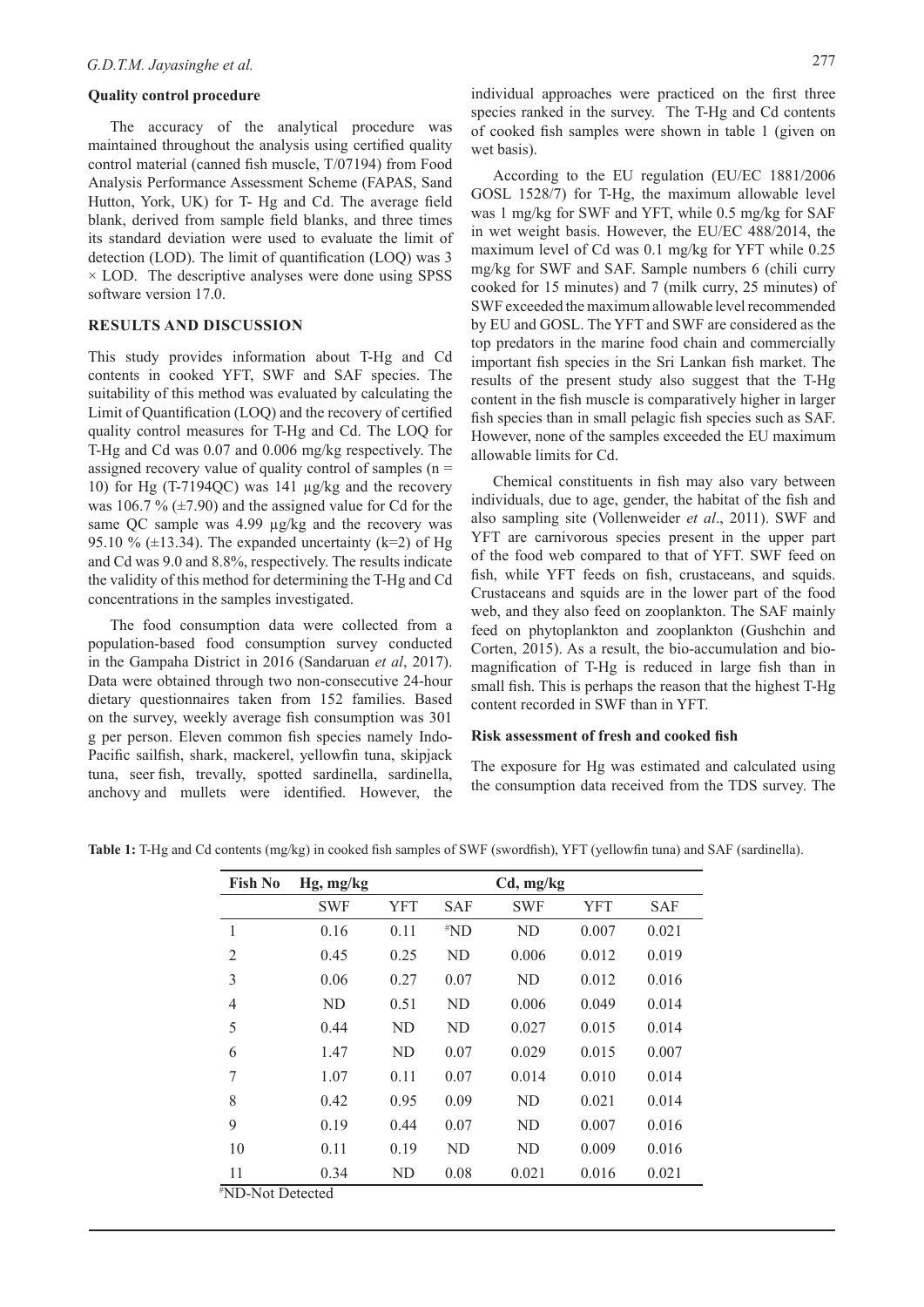### Quality control procedure

The accuracy of the analytical procedure was maintained throughout the analysis using certified quality control material (canned fish muscle, T/07194) from Food Analysis Performance Assessment Scheme (FAPAS, Sand Hutton, York, UK) for T- Hg and Cd. The average field blank, derived from sample field blanks, and three times its standard deviation were used to evaluate the limit of detection (LOD). The limit of quantification (LOQ) was 3 × LOD. The descriptive analyses were done using SPSS software version 17.0.

## RESULTS AND DISCUSSION

This study provides information about T-Hg and Cd contents in cooked YFT, SWF and SAF species. The suitability of this method was evaluated by calculating the Limit of Quantification (LOQ) and the recovery of certified quality control measures for T-Hg and Cd. The LOQ for T-Hg and Cd was 0.07 and 0.006 mg/kg respectively. The assigned recovery value of quality control of samples (n = 10) for Hg (T-7194QC) was 141 µg/kg and the recovery was 106.7 % (±7.90) and the assigned value for Cd for the same QC sample was 4.99 µg/kg and the recovery was 95.10 % (±13.34). The expanded uncertainty (k=2) of Hg and Cd was 9.0 and 8.8%, respectively. The results indicate the validity of this method for determining the T-Hg and Cd concentrations in the samples investigated.

The food consumption data were collected from a population-based food consumption survey conducted in the Gampaha District in 2016 (Sandaruan *et al*, 2017). Data were obtained through two non-consecutive 24-hour dietary questionnaires taken from 152 families. Based on the survey, weekly average fish consumption was 301 g per person. Eleven common fish species namely Indo-Pacific sailfish, shark, mackerel, yellowfin tuna, skipjack tuna, seer fish, trevally, spotted sardinella, sardinella, anchovy and mullets were identified. However, the individual approaches were practiced on the first three species ranked in the survey. The T-Hg and Cd contents of cooked fish samples were shown in table 1 (given on wet basis).

According to the EU regulation (EU/EC 1881/2006 GOSL 1528/7) for T-Hg, the maximum allowable level was 1 mg/kg for SWF and YFT, while 0.5 mg/kg for SAF in wet weight basis. However, the EU/EC 488/2014, the maximum level of Cd was 0.1 mg/kg for YFT while 0.25 mg/kg for SWF and SAF. Sample numbers 6 (chili curry cooked for 15 minutes) and 7 (milk curry, 25 minutes) of SWF exceeded the maximum allowable level recommended by EU and GOSL. The YFT and SWF are considered as the top predators in the marine food chain and commercially important fish species in the Sri Lankan fish market. The results of the present study also suggest that the T-Hg content in the fish muscle is comparatively higher in larger fish species than in small pelagic fish species such as SAF. However, none of the samples exceeded the EU maximum allowable limits for Cd.

Chemical constituents in fish may also vary between individuals, due to age, gender, the habitat of the fish and also sampling site (Vollenweider *et al*., 2011). SWF and YFT are carnivorous species present in the upper part of the food web compared to that of YFT. SWF feed on fish, while YFT feeds on fish, crustaceans, and squids. Crustaceans and squids are in the lower part of the food web, and they also feed on zooplankton. The SAF mainly feed on phytoplankton and zooplankton (Gushchin and Corten, 2015). As a result, the bio-accumulation and bio-magnification of T-Hg is reduced in large fish than in small fish. This is perhaps the reason that the highest T-Hg content recorded in SWF than in YFT.

### Risk assessment of fresh and cooked fish

The exposure for Hg was estimated and calculated using the consumption data received from the TDS survey. The

**Table 1:** T-Hg and Cd contents (mg/kg) in cooked fish samples of SWF (swordfish), YFT (yellowfin tuna) and SAF (sardinella).

| Fish No | Hg, mg/kg | | | Cd, mg/kg | | |
|---|---|---|---|---|---|---|
| | SWF | YFT | SAF | SWF | YFT | SAF |
| 1 | 0.16 | 0.11 | [#]ND | ND | 0.007 | 0.021 |
| 2 | 0.45 | 0.25 | ND | 0.006 | 0.012 | 0.019 |
| 3 | 0.06 | 0.27 | 0.07 | ND | 0.012 | 0.016 |
| 4 | ND | 0.51 | ND | 0.006 | 0.049 | 0.014 |
| 5 | 0.44 | ND | ND | 0.027 | 0.015 | 0.014 |
| 6 | 1.47 | ND | 0.07 | 0.029 | 0.015 | 0.007 |
| 7 | 1.07 | 0.11 | 0.07 | 0.014 | 0.010 | 0.014 |
| 8 | 0.42 | 0.95 | 0.09 | ND | 0.021 | 0.014 |
| 9 | 0.19 | 0.44 | 0.07 | ND | 0.007 | 0.016 |
| 10 | 0.11 | 0.19 | ND | ND | 0.009 | 0.016 |
| 11 | 0.34 | ND | 0.08 | 0.021 | 0.016 | 0.021 |

[#]ND-Not Detected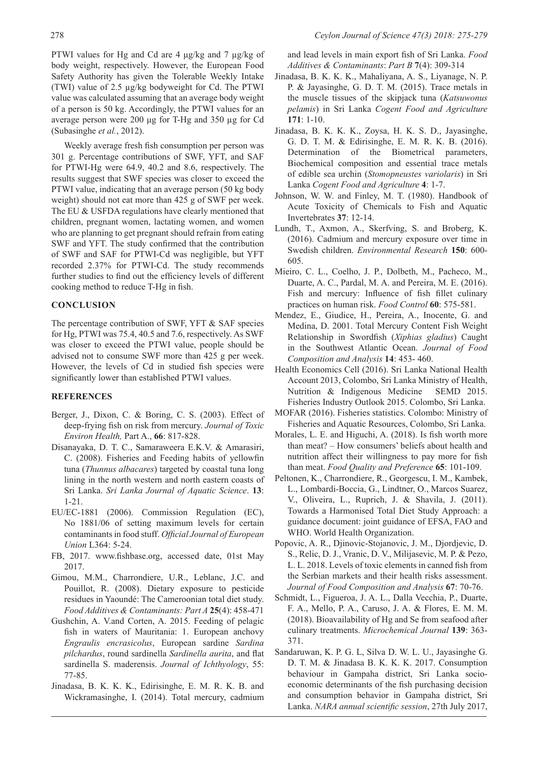PTWI values for Hg and Cd are 4 µg/kg and 7 µg/kg of body weight, respectively. However, the European Food Safety Authority has given the Tolerable Weekly Intake (TWI) value of 2.5 µg/kg bodyweight for Cd. The PTWI value was calculated assuming that an average body weight of a person is 50 kg. Accordingly, the PTWI values for an average person were 200 µg for T-Hg and 350 µg for Cd (Subasinghe *et al.*, 2012).

Weekly average fresh fish consumption per person was 301 g. Percentage contributions of SWF, YFT, and SAF for PTWI-Hg were 64.9, 40.2 and 8.6, respectively. The results suggest that SWF species was closer to exceed the PTWI value, indicating that an average person (50 kg body weight) should not eat more than 425 g of SWF per week. The EU & USFDA regulations have clearly mentioned that children, pregnant women, lactating women, and women who are planning to get pregnant should refrain from eating SWF and YFT. The study confirmed that the contribution of SWF and SAF for PTWI-Cd was negligible, but YFT recorded 2.37% for PTWI-Cd. The study recommends further studies to find out the efficiency levels of different cooking method to reduce T-Hg in fish.

## CONCLUSION

The percentage contribution of SWF, YFT & SAF species for Hg, PTWI was 75.4, 40.5 and 7.6, respectively. As SWF was closer to exceed the PTWI value, people should be advised not to consume SWF more than 425 g per week. However, the levels of Cd in studied fish species were significantly lower than established PTWI values.

## REFERENCES

Berger, J., Dixon, C. & Boring, C. S. (2003). Effect of deep-frying fish on risk from mercury. *Journal of Toxic Environ Health,* Part A., **66**: 817-828.

Disanayaka, D. T. C., Samaraweera E.K.V. & Amarasiri, C. (2008). Fisheries and Feeding habits of yellowfin tuna (*Thunnus albacares*) targeted by coastal tuna long lining in the north western and north eastern coasts of Sri Lanka. *Sri Lanka Journal of Aquatic Science*. **13**: 1-21.

EU/EC-1881 (2006). Commission Regulation (EC), No 1881/06 of setting maximum levels for certain contaminants in food stuff. *Official Journal of European Union* L364: 5-24.

FB, 2017. www.fishbase.org, accessed date, 01st May 2017.

Gimou, M.M., Charrondiere, U.R., Leblanc, J.C. and Pouillot, R. (2008). Dietary exposure to pesticide residues in Yaoundé: The Cameroonian total diet study. *Food Additives & Contaminants: Part A* **25**(4): 458-471

Gushchin, A. V.and Corten, A. 2015. Feeding of pelagic fish in waters of Mauritania: 1. European anchovy *Engraulis encrasicolus*, European sardine *Sardina pilchardus*, round sardinella *Sardinella aurita*, and flat sardinella S. maderensis. *Journal of Ichthyology*, 55: 77-85.

Jinadasa, B. K. K. K., Edirisinghe, E. M. R. K. B. and Wickramasinghe, I. (2014). Total mercury, cadmium and lead levels in main export fish of Sri Lanka. *Food Additives & Contaminants*: *Part B* **7**(4): 309-314

Jinadasa, B. K. K. K., Mahaliyana, A. S., Liyanage, N. P. P. & Jayasinghe, G. D. T. M. (2015). Trace metals in the muscle tissues of the skipjack tuna (*Katsuwonus pelamis*) in Sri Lanka *Cogent Food and Agriculture* **171**: 1-10.

Jinadasa, B. K. K. K., Zoysa, H. K. S. D., Jayasinghe, G. D. T. M. & Edirisinghe, E. M. R. K. B. (2016). Determination of the Biometrical parameters, Biochemical composition and essential trace metals of edible sea urchin (*Stomopneustes variolaris*) in Sri Lanka *Cogent Food and Agriculture* **4**: 1-7.

Johnson, W. W. and Finley, M. T. (1980). Handbook of Acute Toxicity of Chemicals to Fish and Aquatic Invertebrates **37**: 12-14.

Lundh, T., Axmon, A., Skerfving, S. and Broberg, K. (2016). Cadmium and mercury exposure over time in Swedish children. *Environmental Research* **150**: 600-605.

Mieiro, C. L., Coelho, J. P., Dolbeth, M., Pacheco, M., Duarte, A. C., Pardal, M. A. and Pereira, M. E. (2016). Fish and mercury: Influence of fish fillet culinary practices on human risk. *Food Control* **60**: 575-581.

Mendez, E., Giudice, H., Pereira, A., Inocente, G. and Medina, D. 2001. Total Mercury Content Fish Weight Relationship in Swordfish (*Xiphias gladius*) Caught in the Southwest Atlantic Ocean. *Journal of Food Composition and Analysis* **14**: 453- 460.

Health Economics Cell (2016). Sri Lanka National Health Account 2013, Colombo, Sri Lanka Ministry of Health, Nutrition & Indigenous Medicine SEMD 2015. Fisheries Industry Outlook 2015. Colombo, Sri Lanka.

MOFAR (2016). Fisheries statistics. Colombo: Ministry of Fisheries and Aquatic Resources, Colombo, Sri Lanka.

Morales, L. E. and Higuchi, A. (2018). Is fish worth more than meat? – How consumers' beliefs about health and nutrition affect their willingness to pay more for fish than meat. *Food Quality and Preference* **65**: 101-109.

Peltonen, K., Charrondiere, R., Georgescu, I. M., Kambek, L., Lombardi-Boccia, G., Lindtner, O., Marcos Suarez, V., Oliveira, L., Ruprich, J. & Shavila, J. (2011). Towards a Harmonised Total Diet Study Approach: a guidance document: joint guidance of EFSA, FAO and WHO. World Health Organization.

Popovic, A. R., Djinovic-Stojanovic, J. M., Djordjevic, D. S., Relic, D. J., Vranic, D. V., Milijasevic, M. P. & Pezo, L. L. 2018. Levels of toxic elements in canned fish from the Serbian markets and their health risks assessment. *Journal of Food Composition and Analysis* **67**: 70-76.

Schmidt, L., Figueroa, J. A. L., Dalla Vecchia, P., Duarte, F. A., Mello, P. A., Caruso, J. A. & Flores, E. M. M. (2018). Bioavailability of Hg and Se from seafood after culinary treatments. *Microchemical Journal* **139**: 363-371.

Sandaruwan, K. P. G. L, Silva D. W. L. U., Jayasinghe G. D. T. M. & Jinadasa B. K. K. K. 2017. Consumption behaviour in Gampaha district, Sri Lanka socio-economic determinants of the fish purchasing decision and consumption behavior in Gampaha district, Sri Lanka. *NARA annual scientific session*, 27th July 2017,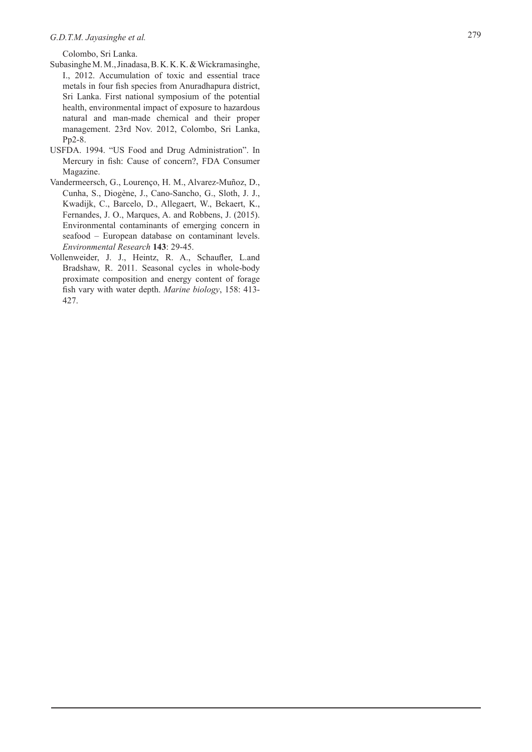Colombo, Sri Lanka.

Subasinghe M. M., Jinadasa, B. K. K. K. & Wickramasinghe, I., 2012. Accumulation of toxic and essential trace metals in four fish species from Anuradhapura district, Sri Lanka. First national symposium of the potential health, environmental impact of exposure to hazardous natural and man-made chemical and their proper management. 23rd Nov. 2012, Colombo, Sri Lanka, Pp2-8.

USFDA. 1994. "US Food and Drug Administration". In Mercury in fish: Cause of concern?, FDA Consumer Magazine.

Vandermeersch, G., Lourenço, H. M., Alvarez-Muñoz, D., Cunha, S., Diogène, J., Cano-Sancho, G., Sloth, J. J., Kwadijk, C., Barcelo, D., Allegaert, W., Bekaert, K., Fernandes, J. O., Marques, A. and Robbens, J. (2015). Environmental contaminants of emerging concern in seafood – European database on contaminant levels. *Environmental Research* **143**: 29-45.

Vollenweider, J. J., Heintz, R. A., Schaufler, L.and Bradshaw, R. 2011. Seasonal cycles in whole-body proximate composition and energy content of forage fish vary with water depth. *Marine biology*, 158: 413-427.